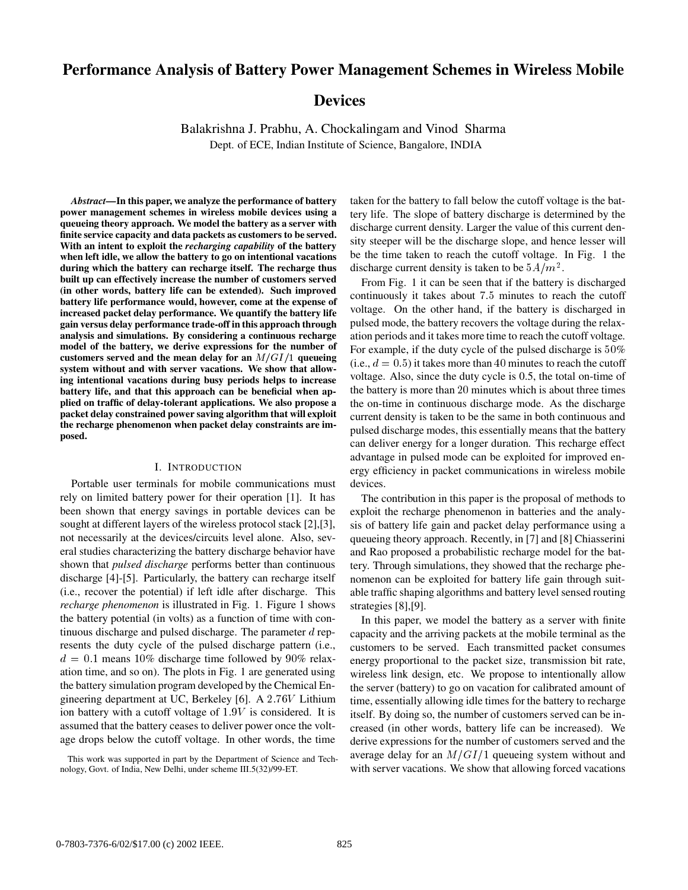# Performance Analysis of Battery Power Management Schemes in Wireless Mobile Devices

Balakrishna J. Prabhu, A. Chockalingam and Vinod Sharma

Dept. of ECE, Indian Institute of Science, Bangalore, INDIA

***Abstract*—In this paper, we analyze the performance of battery power management schemes in wireless mobile devices using a queueing theory approach. We model the battery as a server with finite service capacity and data packets as customers to be served. With an intent to exploit the *recharging capability* of the battery when left idle, we allow the battery to go on intentional vacations during which the battery can recharge itself. The recharge thus built up can effectively increase the number of customers served (in other words, battery life can be extended). Such improved battery life performance would, however, come at the expense of increased packet delay performance. We quantify the battery life gain versus delay performance trade-off in this approach through analysis and simulations. By considering a continuous recharge model of the battery, we derive expressions for the number of customers served and the mean delay for an $M/GI/1$ queueing system without and with server vacations. We show that allowing intentional vacations during busy periods helps to increase battery life, and that this approach can be beneficial when applied on traffic of delay-tolerant applications. We also propose a packet delay constrained power saving algorithm that will exploit the recharge phenomenon when packet delay constraints are imposed.**

## I. Introduction

Portable user terminals for mobile communications must rely on limited battery power for their operation [1]. It has been shown that energy savings in portable devices can be sought at different layers of the wireless protocol stack [2],[3], not necessarily at the devices/circuits level alone. Also, several studies characterizing the battery discharge behavior have shown that *pulsed discharge* performs better than continuous discharge [4]-[5]. Particularly, the battery can recharge itself (i.e., recover the potential) if left idle after discharge. This *recharge phenomenon* is illustrated in Fig. 1. Figure 1 shows the battery potential (in volts) as a function of time with continuous discharge and pulsed discharge. The parameter $d$ represents the duty cycle of the pulsed discharge pattern (i.e., $d = 0.1$ means 10% discharge time followed by 90% relaxation time, and so on). The plots in Fig. 1 are generated using the battery simulation program developed by the Chemical Engineering department at UC, Berkeley [6]. A $2.76V$ Lithium ion battery with a cutoff voltage of $1.9V$ is considered. It is assumed that the battery ceases to deliver power once the voltage drops below the cutoff voltage. In other words, the time taken for the battery to fall below the cutoff voltage is the battery life. The slope of battery discharge is determined by the discharge current density. Larger the value of this current density steeper will be the discharge slope, and hence lesser will be the time taken to reach the cutoff voltage. In Fig. 1 the discharge current density is taken to be $5A/m^2$.

From Fig. 1 it can be seen that if the battery is discharged continuously it takes about $7.5$ minutes to reach the cutoff voltage. On the other hand, if the battery is discharged in pulsed mode, the battery recovers the voltage during the relaxation periods and it takes more time to reach the cutoff voltage. For example, if the duty cycle of the pulsed discharge is $50\%$ (i.e., $d = 0.5$) it takes more than $40$ minutes to reach the cutoff voltage. Also, since the duty cycle is 0.5, the total on-time of the battery is more than 20 minutes which is about three times the on-time in continuous discharge mode. As the discharge current density is taken to be the same in both continuous and pulsed discharge modes, this essentially means that the battery can deliver energy for a longer duration. This recharge effect advantage in pulsed mode can be exploited for improved energy efficiency in packet communications in wireless mobile devices.

The contribution in this paper is the proposal of methods to exploit the recharge phenomenon in batteries and the analysis of battery life gain and packet delay performance using a queueing theory approach. Recently, in [7] and [8] Chiasserini and Rao proposed a probabilistic recharge model for the battery. Through simulations, they showed that the recharge phenomenon can be exploited for battery life gain through suitable traffic shaping algorithms and battery level sensed routing strategies [8],[9].

In this paper, we model the battery as a server with finite capacity and the arriving packets at the mobile terminal as the customers to be served. Each transmitted packet consumes energy proportional to the packet size, transmission bit rate, wireless link design, etc. We propose to intentionally allow the server (battery) to go on vacation for calibrated amount of time, essentially allowing idle times for the battery to recharge itself. By doing so, the number of customers served can be increased (in other words, battery life can be increased). We derive expressions for the number of customers served and the average delay for an $M/GI/1$ queueing system without and with server vacations. We show that allowing forced vacations

This work was supported in part by the Department of Science and Technology, Govt. of India, New Delhi, under scheme III.5(32)/99-ET.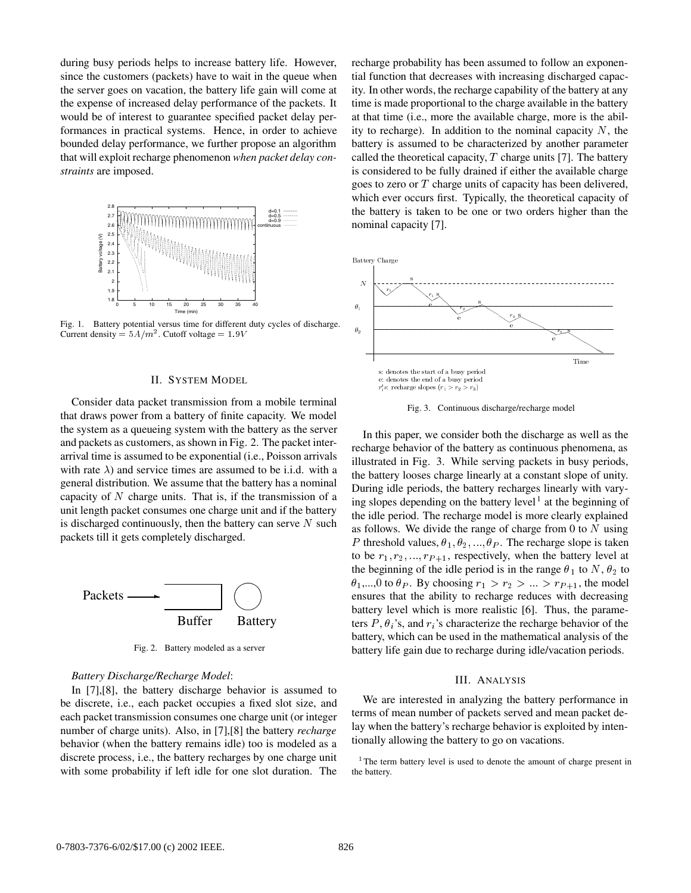during busy periods helps to increase battery life. However, since the customers (packets) have to wait in the queue when the server goes on vacation, the battery life gain will come at the expense of increased delay performance of the packets. It would be of interest to guarantee specified packet delay performances in practical systems. Hence, in order to achieve bounded delay performance, we further propose an algorithm that will exploit recharge phenomenon *when packet delay constraints* are imposed.

Fig. 1. Battery potential versus time for different duty cycles of discharge. Current density = $5A/m^2$. Cutoff voltage = $1.9V$

## II. System Model

Consider data packet transmission from a mobile terminal that draws power from a battery of finite capacity. We model the system as a queueing system with the battery as the server and packets as customers, as shown in Fig. 2. The packet inter-arrival time is assumed to be exponential (i.e., Poisson arrivals with rate $\lambda$) and service times are assumed to be i.i.d. with a general distribution. We assume that the battery has a nominal capacity of $N$ charge units. That is, if the transmission of a unit length packet consumes one charge unit and if the battery is discharged continuously, then the battery can serve $N$ such packets till it gets completely discharged.

Fig. 2. Battery modeled as a server

*Battery Discharge/Recharge Model*:

In [7],[8], the battery discharge behavior is assumed to be discrete, i.e., each packet occupies a fixed slot size, and each packet transmission consumes one charge unit (or integer number of charge units). Also, in [7],[8] the battery *recharge* behavior (when the battery remains idle) too is modeled as a discrete process, i.e., the battery recharges by one charge unit with some probability if left idle for one slot duration. The recharge probability has been assumed to follow an exponential function that decreases with increasing discharged capacity. In other words, the recharge capability of the battery at any time is made proportional to the charge available in the battery at that time (i.e., more the available charge, more is the ability to recharge). In addition to the nominal capacity $N$, the battery is assumed to be characterized by another parameter called the theoretical capacity, $T$ charge units [7]. The battery is considered to be fully drained if either the available charge goes to zero or $T$ charge units of capacity has been delivered, which ever occurs first. Typically, the theoretical capacity of the battery is taken to be one or two orders higher than the nominal capacity [7].

Fig. 3. Continuous discharge/recharge model

In this paper, we consider both the discharge as well as the recharge behavior of the battery as continuous phenomena, as illustrated in Fig. 3. While serving packets in busy periods, the battery looses charge linearly at a constant slope of unity. During idle periods, the battery recharges linearly with varying slopes depending on the battery level[1] at the beginning of the idle period. The recharge model is more clearly explained as follows. We divide the range of charge from 0 to $N$ using $P$ threshold values, $\theta_1, \theta_2, ..., \theta_P$. The recharge slope is taken to be $r_1, r_2, ..., r_{P+1}$, respectively, when the battery level at the beginning of the idle period is in the range $\theta_1$ to $N$, $\theta_2$ to $\theta_1$,...,0 to $\theta_P$. By choosing $r_1 > r_2 > ... > r_{P+1}$, the model ensures that the ability to recharge reduces with decreasing battery level which is more realistic [6]. Thus, the parameters $P$, $\theta_i$'s, and $r_i$'s characterize the recharge behavior of the battery, which can be used in the mathematical analysis of the battery life gain due to recharge during idle/vacation periods.

## III. Analysis

We are interested in analyzing the battery performance in terms of mean number of packets served and mean packet delay when the battery's recharge behavior is exploited by intentionally allowing the battery to go on vacations.

[1] The term battery level is used to denote the amount of charge present in the battery.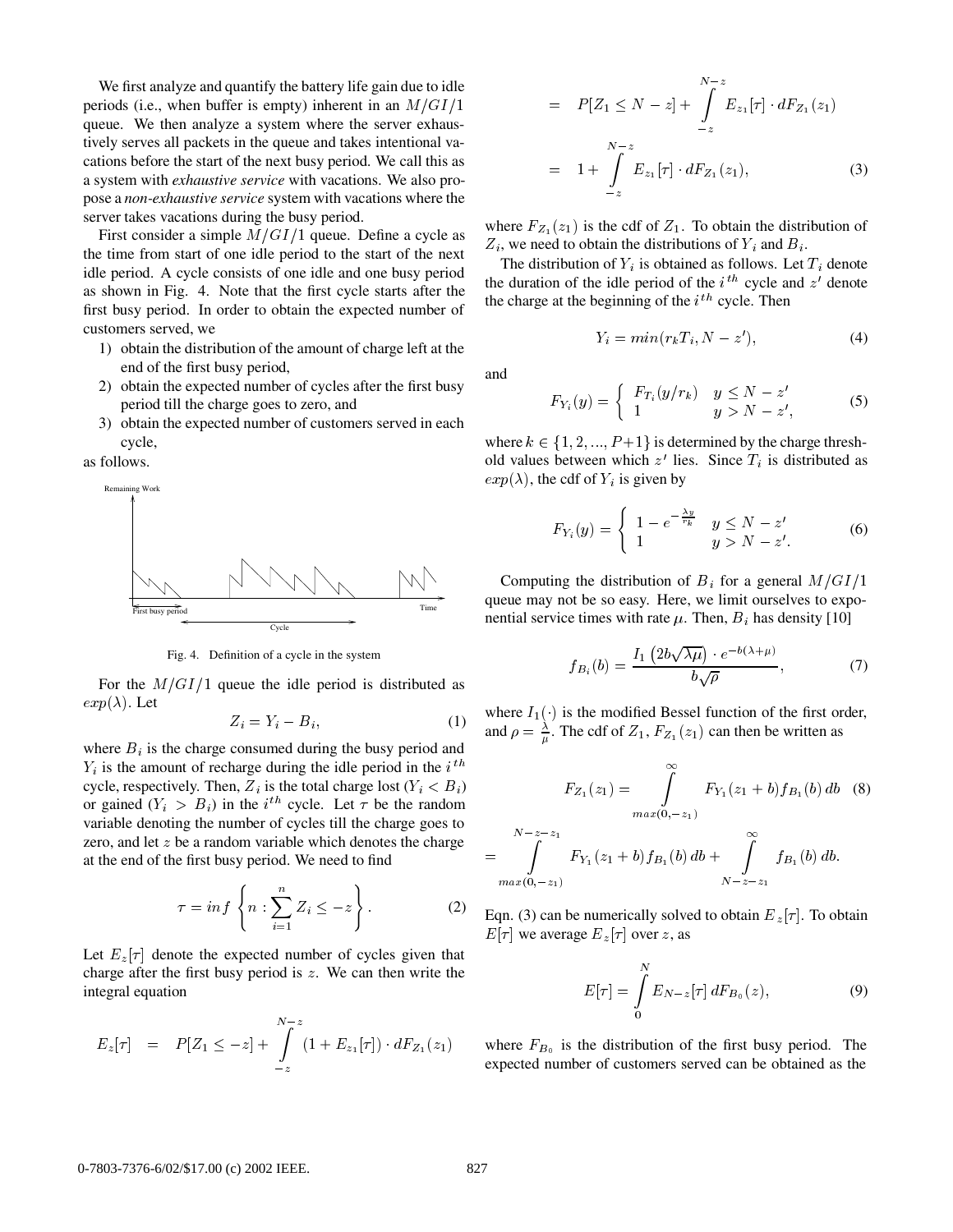We first analyze and quantify the battery life gain due to idle periods (i.e., when buffer is empty) inherent in an $M/GI/1$ queue. We then analyze a system where the server exhaustively serves all packets in the queue and takes intentional vacations before the start of the next busy period. We call this as a system with *exhaustive service* with vacations. We also propose a *non-exhaustive service* system with vacations where the server takes vacations during the busy period.

First consider a simple $M/GI/1$ queue. Define a cycle as the time from start of one idle period to the start of the next idle period. A cycle consists of one idle and one busy period as shown in Fig. 4. Note that the first cycle starts after the first busy period. In order to obtain the expected number of customers served, we

1) obtain the distribution of the amount of charge left at the end of the first busy period,
2) obtain the expected number of cycles after the first busy period till the charge goes to zero, and
3) obtain the expected number of customers served in each cycle,

as follows.

Fig. 4. Definition of a cycle in the system

For the $M/GI/1$ queue the idle period is distributed as $exp(\lambda)$. Let

$$Z_i = Y_i - B_i, \tag{1}$$

where $B_i$ is the charge consumed during the busy period and $Y_i$ is the amount of recharge during the idle period in the $i^{th}$ cycle, respectively. Then, $Z_i$ is the total charge lost ($Y_i < B_i$) or gained ($Y_i > B_i$) in the $i^{th}$ cycle. Let $\tau$ be the random variable denoting the number of cycles till the charge goes to zero, and let $z$ be a random variable which denotes the charge at the end of the first busy period. We need to find

$$\tau = inf\left\{ n : \sum_{i=1}^{n} Z_i \leq -z \right\}. \tag{2}$$

Let $E_z[\tau]$ denote the expected number of cycles given that charge after the first busy period is $z$. We can then write the integral equation

$$\begin{aligned} E_z[\tau] &= P[Z_1 \leq -z] + \int_{-z}^{N-z} (1 + E_{z_1}[\tau]) \cdot dF_{Z_1}(z_1) \\ &= P[Z_1 \leq N-z] + \int_{-z}^{N-z} E_{z_1}[\tau] \cdot dF_{Z_1}(z_1) \\ &= 1 + \int_{-z}^{N-z} E_{z_1}[\tau] \cdot dF_{Z_1}(z_1), \end{aligned} \tag{3}$$

where $F_{Z_1}(z_1)$ is the cdf of $Z_1$. To obtain the distribution of $Z_i$, we need to obtain the distributions of $Y_i$ and $B_i$.

The distribution of $Y_i$ is obtained as follows. Let $T_i$ denote the duration of the idle period of the $i^{th}$ cycle and $z'$ denote the charge at the beginning of the $i^{th}$ cycle. Then

$$Y_i = min(r_k T_i, N - z'), \tag{4}$$

and

$$F_{Y_i}(y) = \begin{cases} F_{T_i}(y/r_k) & y \leq N - z' \\ 1 & y > N - z', \end{cases} \tag{5}$$

where $k \in \{1, 2, ..., P+1\}$ is determined by the charge threshold values between which $z'$ lies. Since $T_i$ is distributed as $exp(\lambda)$, the cdf of $Y_i$ is given by

$$F_{Y_i}(y) = \begin{cases} 1 - e^{-\frac{\lambda y}{r_k}} & y \leq N - z' \\ 1 & y > N - z'. \end{cases} \tag{6}$$

Computing the distribution of $B_i$ for a general $M/GI/1$ queue may not be so easy. Here, we limit ourselves to exponential service times with rate $\mu$. Then, $B_i$ has density [10]

$$f_{B_i}(b) = \frac{I_1\left(2b\sqrt{\lambda\mu}\right) \cdot e^{-b(\lambda+\mu)}}{b\sqrt{\rho}}, \tag{7}$$

where $I_1(\cdot)$ is the modified Bessel function of the first order, and $\rho = \frac{\lambda}{\mu}$. The cdf of $Z_1$, $F_{Z_1}(z_1)$ can then be written as

$$F_{Z_1}(z_1) = \int_{max(0,-z_1)}^{\infty} F_{Y_1}(z_1 + b) f_{B_1}(b)\, db \tag{8}$$

$$= \int_{max(0,-z_1)}^{N-z-z_1} F_{Y_1}(z_1 + b) f_{B_1}(b)\, db + \int_{N-z-z_1}^{\infty} f_{B_1}(b)\, db.$$

Eqn. (3) can be numerically solved to obtain $E_z[\tau]$. To obtain $E[\tau]$ we average $E_z[\tau]$ over $z$, as

$$E[\tau] = \int_{0}^{N} E_{N-z}[\tau]\, dF_{B_0}(z), \tag{9}$$

where $F_{B_0}$ is the distribution of the first busy period. The expected number of customers served can be obtained as the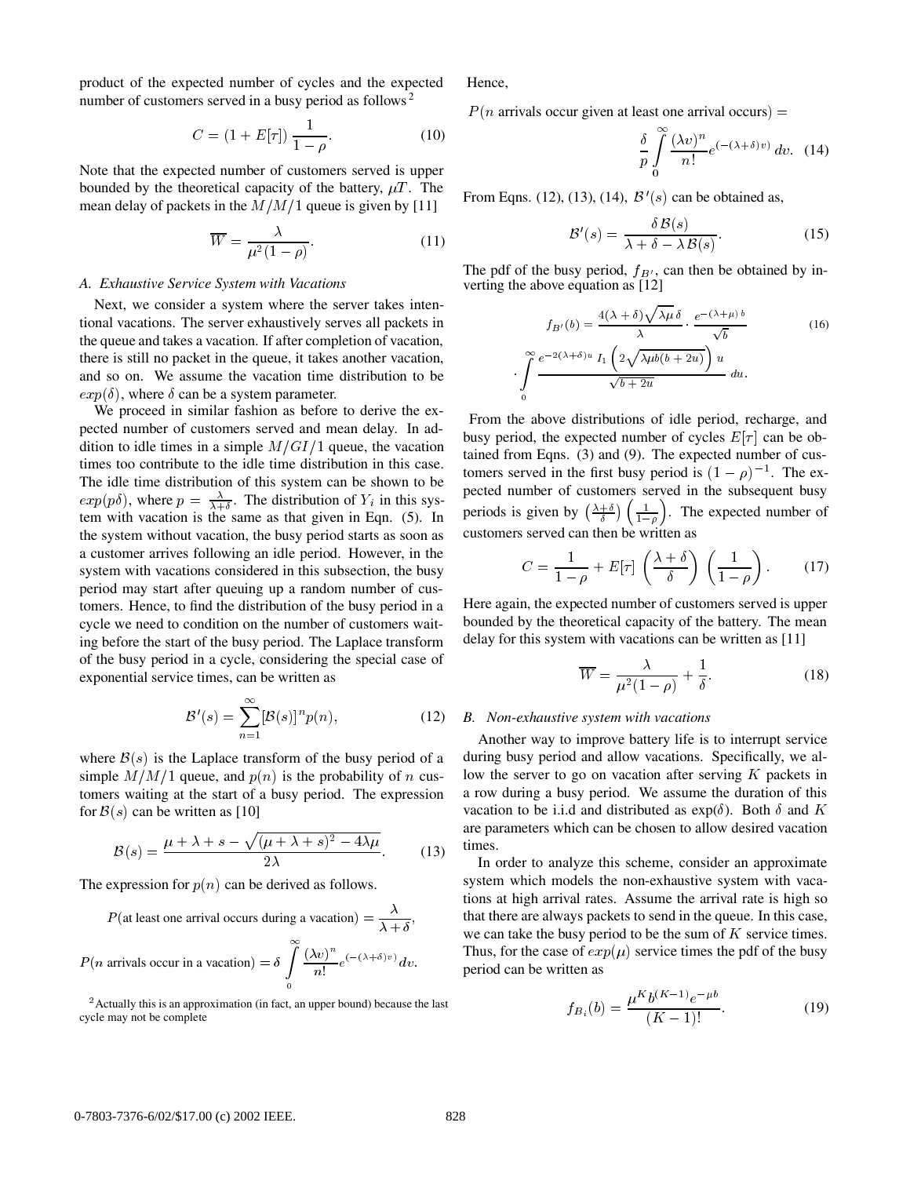product of the expected number of cycles and the expected number of customers served in a busy period as follows[2]

$$C = (1 + E[\tau])\,\frac{1}{1-\rho}. \tag{10}$$

Note that the expected number of customers served is upper bounded by the theoretical capacity of the battery, $\mu T$. The mean delay of packets in the $M/M/1$ queue is given by [11]

$$\overline{W} = \frac{\lambda}{\mu^2(1-\rho)}. \tag{11}$$

### A. Exhaustive Service System with Vacations

Next, we consider a system where the server takes intentional vacations. The server exhaustively serves all packets in the queue and takes a vacation. If after completion of vacation, there is still no packet in the queue, it takes another vacation, and so on. We assume the vacation time distribution to be $exp(\delta)$, where $\delta$ can be a system parameter.

We proceed in similar fashion as before to derive the expected number of customers served and mean delay. In addition to idle times in a simple $M/GI/1$ queue, the vacation times too contribute to the idle time distribution in this case. The idle time distribution of this system can be shown to be $exp(p\delta)$, where $p = \frac{\lambda}{\lambda+\delta}$. The distribution of $Y_i$ in this system with vacation is the same as that given in Eqn. (5). In the system without vacation, the busy period starts as soon as a customer arrives following an idle period. However, in the system with vacations considered in this subsection, the busy period may start after queuing up a random number of customers. Hence, to find the distribution of the busy period in a cycle we need to condition on the number of customers waiting before the start of the busy period. The Laplace transform of the busy period in a cycle, considering the special case of exponential service times, can be written as

$$\mathcal{B}'(s) = \sum_{n=1}^{\infty} [\mathcal{B}(s)]^n p(n), \tag{12}$$

where $\mathcal{B}(s)$ is the Laplace transform of the busy period of a simple $M/M/1$ queue, and $p(n)$ is the probability of $n$ customers waiting at the start of a busy period. The expression for $\mathcal{B}(s)$ can be written as [10]

$$\mathcal{B}(s) = \frac{\mu + \lambda + s - \sqrt{(\mu+\lambda+s)^2 - 4\lambda\mu}}{2\lambda}. \tag{13}$$

The expression for $p(n)$ can be derived as follows.

$$P(\text{at least one arrival occurs during a vacation}) = \frac{\lambda}{\lambda+\delta},$$

$$P(n \text{ arrivals occur in a vacation}) = \delta \int_0^{\infty} \frac{(\lambda v)^n}{n!} e^{(-(\lambda+\delta)v)}\, dv.$$

Hence,

$$P(n \text{ arrivals occur given at least one arrival occurs}) = \frac{\delta}{p} \int_0^{\infty} \frac{(\lambda v)^n}{n!} e^{(-(\lambda+\delta)v)}\, dv. \tag{14}$$

From Eqns. (12), (13), (14), $\mathcal{B}'(s)$ can be obtained as,

$$\mathcal{B}'(s) = \frac{\delta\,\mathcal{B}(s)}{\lambda + \delta - \lambda\,\mathcal{B}(s)}. \tag{15}$$

The pdf of the busy period, $f_{B'}$, can then be obtained by inverting the above equation as [12]

$$f_{B'}(b) = \frac{4(\lambda+\delta)\sqrt{\lambda\mu}\,\delta}{\lambda} \cdot \frac{e^{-(\lambda+\mu)\,b}}{\sqrt{b}} \cdot \int_0^{\infty} \frac{e^{-2(\lambda+\delta)u}\, I_1\left(2\sqrt{\lambda\mu b(b+2u)}\right) u}{\sqrt{b+2u}}\, du. \tag{16}$$

From the above distributions of idle period, recharge, and busy period, the expected number of cycles $E[\tau]$ can be obtained from Eqns. (3) and (9). The expected number of customers served in the first busy period is $(1-\rho)^{-1}$. The expected number of customers served in the subsequent busy periods is given by $\left(\frac{\lambda+\delta}{\delta}\right)\left(\frac{1}{1-\rho}\right)$. The expected number of customers served can then be written as

$$C = \frac{1}{1-\rho} + E[\tau]\,\left(\frac{\lambda+\delta}{\delta}\right)\,\left(\frac{1}{1-\rho}\right). \tag{17}$$

Here again, the expected number of customers served is upper bounded by the theoretical capacity of the battery. The mean delay for this system with vacations can be written as [11]

$$\overline{W} = \frac{\lambda}{\mu^2(1-\rho)} + \frac{1}{\delta}. \tag{18}$$

### B. Non-exhaustive system with vacations

Another way to improve battery life is to interrupt service during busy period and allow vacations. Specifically, we allow the server to go on vacation after serving $K$ packets in a row during a busy period. We assume the duration of this vacation to be i.i.d and distributed as exp($\delta$). Both $\delta$ and $K$ are parameters which can be chosen to allow desired vacation times.

In order to analyze this scheme, consider an approximate system which models the non-exhaustive system with vacations at high arrival rates. Assume the arrival rate is high so that there are always packets to send in the queue. In this case, we can take the busy period to be the sum of $K$ service times. Thus, for the case of $exp(\mu)$ service times the pdf of the busy period can be written as

$$f_{B_i}(b) = \frac{\mu^K b^{(K-1)} e^{-\mu b}}{(K-1)!}. \tag{19}$$

[2] Actually this is an approximation (in fact, an upper bound) because the last cycle may not be complete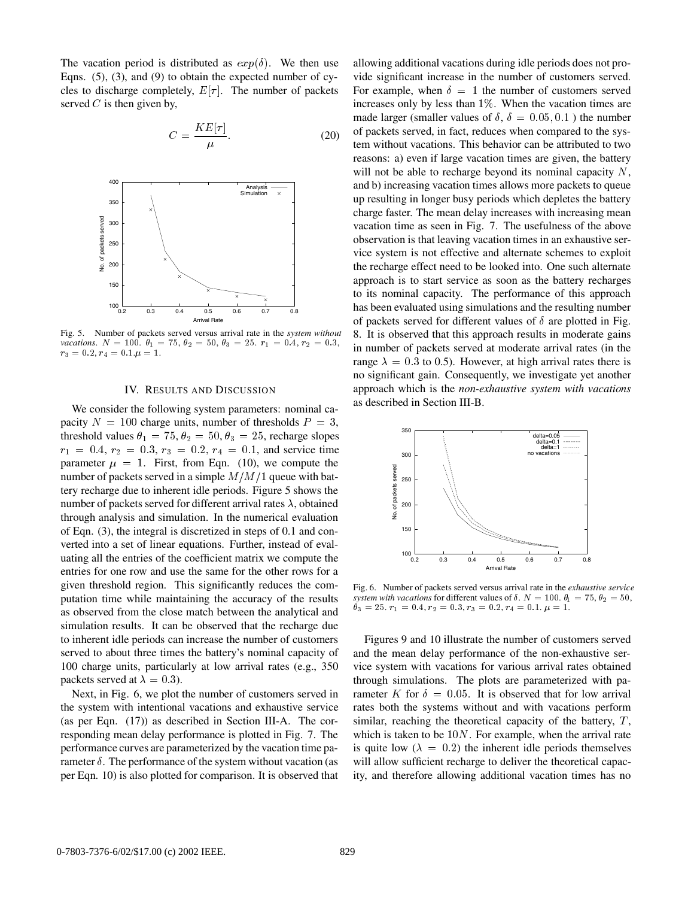The vacation period is distributed as $exp(\delta)$. We then use Eqns. (5), (3), and (9) to obtain the expected number of cycles to discharge completely, $E[\tau]$. The number of packets served $C$ is then given by,

$$C = \frac{KE[\tau]}{\mu}. \tag{20}$$

Fig. 5. Number of packets served versus arrival rate in the *system without vacations*. $N = 100$. $\theta_1 = 75$, $\theta_2 = 50$, $\theta_3 = 25$. $r_1 = 0.4, r_2 = 0.3, r_3 = 0.2, r_4 = 0.1. \mu = 1$.

## IV. Results and Discussion

We consider the following system parameters: nominal capacity $N = 100$ charge units, number of thresholds $P = 3$, threshold values $\theta_1 = 75, \theta_2 = 50, \theta_3 = 25$, recharge slopes $r_1 = 0.4$, $r_2 = 0.3$, $r_3 = 0.2$, $r_4 = 0.1$, and service time parameter $\mu = 1$. First, from Eqn. (10), we compute the number of packets served in a simple $M/M/1$ queue with battery recharge due to inherent idle periods. Figure 5 shows the number of packets served for different arrival rates $\lambda$, obtained through analysis and simulation. In the numerical evaluation of Eqn. (3), the integral is discretized in steps of 0.1 and converted into a set of linear equations. Further, instead of evaluating all the entries of the coefficient matrix we compute the entries for one row and use the same for the other rows for a given threshold region. This significantly reduces the computation time while maintaining the accuracy of the results as observed from the close match between the analytical and simulation results. It can be observed that the recharge due to inherent idle periods can increase the number of customers served to about three times the battery's nominal capacity of 100 charge units, particularly at low arrival rates (e.g., 350 packets served at $\lambda = 0.3$).

Next, in Fig. 6, we plot the number of customers served in the system with intentional vacations and exhaustive service (as per Eqn. (17)) as described in Section III-A. The corresponding mean delay performance is plotted in Fig. 7. The performance curves are parameterized by the vacation time parameter $\delta$. The performance of the system without vacation (as per Eqn. 10) is also plotted for comparison. It is observed that allowing additional vacations during idle periods does not provide significant increase in the number of customers served. For example, when $\delta = 1$ the number of customers served increases only by less than 1%. When the vacation times are made larger (smaller values of $\delta$, $\delta = 0.05, 0.1$ ) the number of packets served, in fact, reduces when compared to the system without vacations. This behavior can be attributed to two reasons: a) even if large vacation times are given, the battery will not be able to recharge beyond its nominal capacity $N$, and b) increasing vacation times allows more packets to queue up resulting in longer busy periods which depletes the battery charge faster. The mean delay increases with increasing mean vacation time as seen in Fig. 7. The usefulness of the above observation is that leaving vacation times in an exhaustive service system is not effective and alternate schemes to exploit the recharge effect need to be looked into. One such alternate approach is to start service as soon as the battery recharges to its nominal capacity. The performance of this approach has been evaluated using simulations and the resulting number of packets served for different values of $\delta$ are plotted in Fig. 8. It is observed that this approach results in moderate gains in number of packets served at moderate arrival rates (in the range $\lambda = 0.3$ to 0.5). However, at high arrival rates there is no significant gain. Consequently, we investigate yet another approach which is the *non-exhaustive system with vacations* as described in Section III-B.

Fig. 6. Number of packets served versus arrival rate in the *exhaustive service system with vacations* for different values of $\delta$. $N = 100$. $\theta_1 = 75, \theta_2 = 50$, $\theta_3 = 25$. $r_1 = 0.4, r_2 = 0.3, r_3 = 0.2, r_4 = 0.1$. $\mu = 1$.

Figures 9 and 10 illustrate the number of customers served and the mean delay performance of the non-exhaustive service system with vacations for various arrival rates obtained through simulations. The plots are parameterized with parameter $K$ for $\delta = 0.05$. It is observed that for low arrival rates both the systems without and with vacations perform similar, reaching the theoretical capacity of the battery, $T$, which is taken to be $10N$. For example, when the arrival rate is quite low ($\lambda = 0.2$) the inherent idle periods themselves will allow sufficient recharge to deliver the theoretical capacity, and therefore allowing additional vacation times has no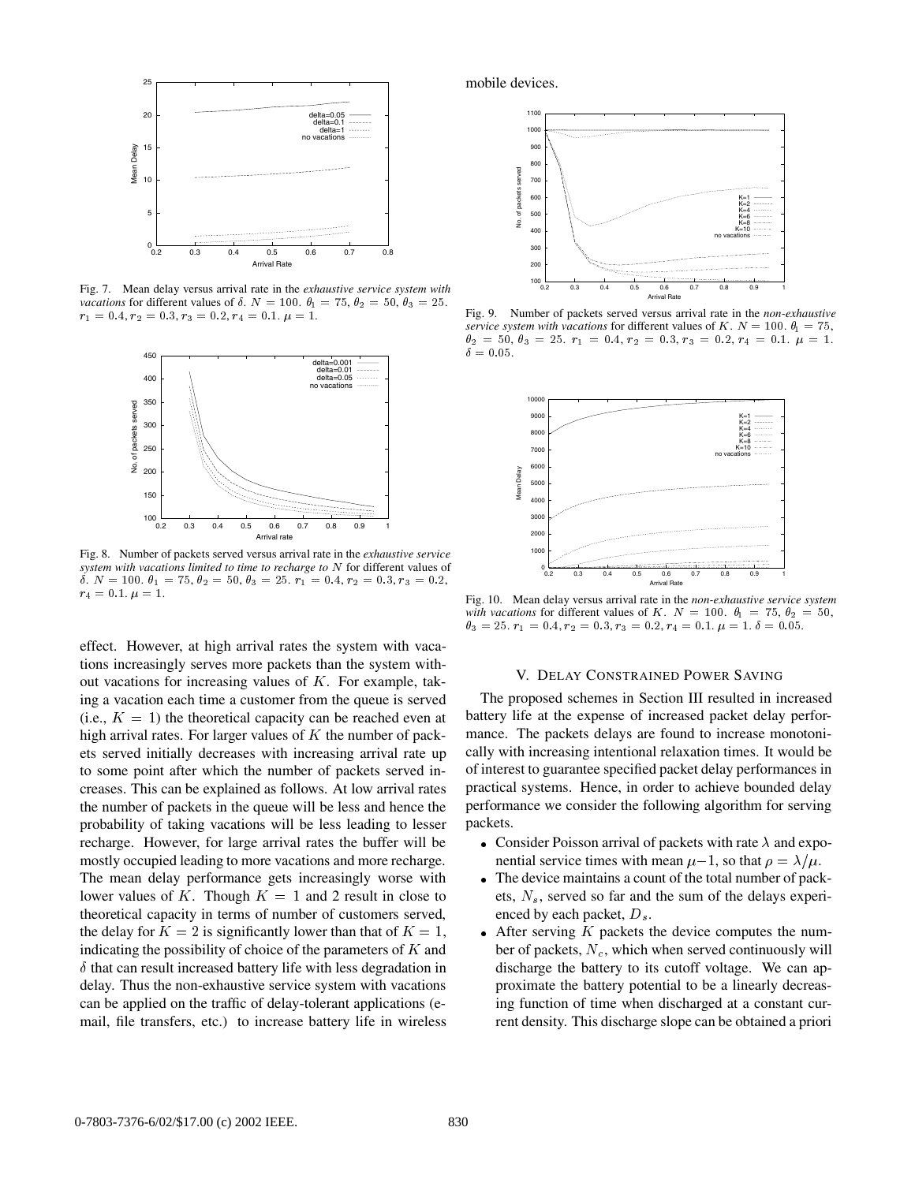Fig. 7. Mean delay versus arrival rate in the *exhaustive service system with vacations* for different values of $\delta$. $N = 100$. $\theta_1 = 75$, $\theta_2 = 50$, $\theta_3 = 25$. $r_1 = 0.4, r_2 = 0.3, r_3 = 0.2, r_4 = 0.1$. $\mu = 1$.

Fig. 8. Number of packets served versus arrival rate in the *exhaustive service system with vacations limited to time to recharge to* $N$ for different values of $\delta$. $N = 100$. $\theta_1 = 75$, $\theta_2 = 50$, $\theta_3 = 25$. $r_1 = 0.4, r_2 = 0.3, r_3 = 0.2$, $r_4 = 0.1$. $\mu = 1$.

effect. However, at high arrival rates the system with vacations increasingly serves more packets than the system without vacations for increasing values of $K$. For example, taking a vacation each time a customer from the queue is served (i.e., $K = 1$) the theoretical capacity can be reached even at high arrival rates. For larger values of $K$ the number of packets served initially decreases with increasing arrival rate up to some point after which the number of packets served increases. This can be explained as follows. At low arrival rates the number of packets in the queue will be less and hence the probability of taking vacations will be less leading to lesser recharge. However, for large arrival rates the buffer will be mostly occupied leading to more vacations and more recharge. The mean delay performance gets increasingly worse with lower values of $K$. Though $K = 1$ and 2 result in close to theoretical capacity in terms of number of customers served, the delay for $K = 2$ is significantly lower than that of $K = 1$, indicating the possibility of choice of the parameters of $K$ and $\delta$ that can result increased battery life with less degradation in delay. Thus the non-exhaustive service system with vacations can be applied on the traffic of delay-tolerant applications (e-mail, file transfers, etc.) to increase battery life in wireless mobile devices.

Fig. 9. Number of packets served versus arrival rate in the *non-exhaustive service system with vacations* for different values of $K$. $N = 100$. $\theta_1 = 75$, $\theta_2 = 50$, $\theta_3 = 25$. $r_1 = 0.4, r_2 = 0.3, r_3 = 0.2, r_4 = 0.1$. $\mu = 1$. $\delta = 0.05$.

Fig. 10. Mean delay versus arrival rate in the *non-exhaustive service system with vacations* for different values of $K$. $N = 100$. $\theta_1 = 75$, $\theta_2 = 50$, $\theta_3 = 25$. $r_1 = 0.4, r_2 = 0.3, r_3 = 0.2, r_4 = 0.1$. $\mu = 1$. $\delta = 0.05$.

## V. Delay Constrained Power Saving

The proposed schemes in Section III resulted in increased battery life at the expense of increased packet delay performance. The packets delays are found to increase monotonically with increasing intentional relaxation times. It would be of interest to guarantee specified packet delay performances in practical systems. Hence, in order to achieve bounded delay performance we consider the following algorithm for serving packets.

- Consider Poisson arrival of packets with rate $\lambda$ and exponential service times with mean $\mu{-}1$, so that $\rho = \lambda/\mu$.
- The device maintains a count of the total number of packets, $N_s$, served so far and the sum of the delays experienced by each packet, $D_s$.
- After serving $K$ packets the device computes the number of packets, $N_c$, which when served continuously will discharge the battery to its cutoff voltage. We can approximate the battery potential to be a linearly decreasing function of time when discharged at a constant current density. This discharge slope can be obtained a priori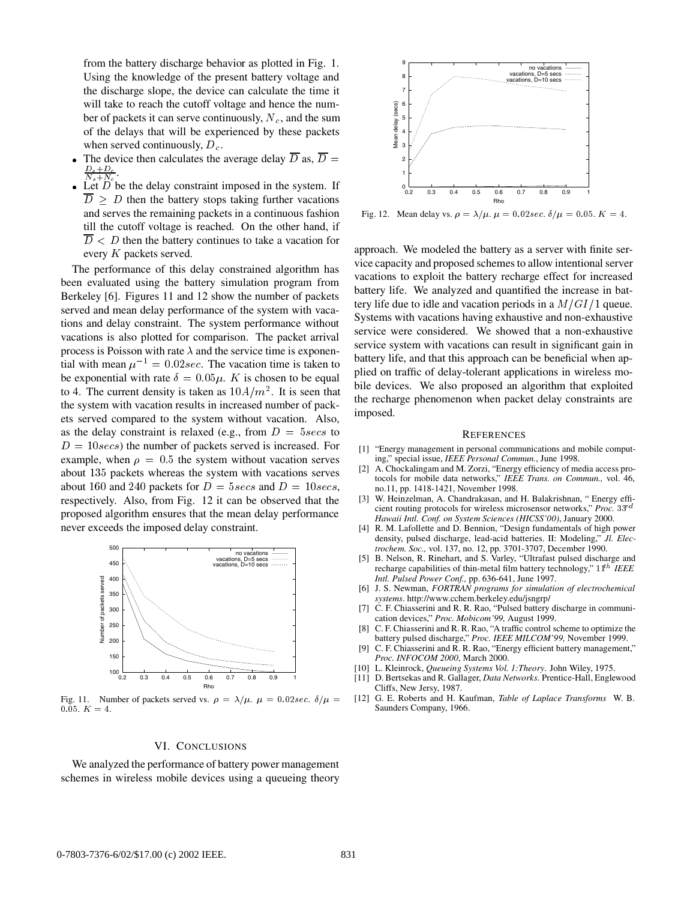from the battery discharge behavior as plotted in Fig. 1. Using the knowledge of the present battery voltage and the discharge slope, the device can calculate the time it will take to reach the cutoff voltage and hence the number of packets it can serve continuously, $N_c$, and the sum of the delays that will be experienced by these packets when served continuously, $D_c$.

- The device then calculates the average delay $\overline{D}$ as, $\overline{D} = \frac{D_s + D_c}{N_s + N_c}$.
- Let $D$ be the delay constraint imposed in the system. If $\overline{D} \geq D$ then the battery stops taking further vacations and serves the remaining packets in a continuous fashion till the cutoff voltage is reached. On the other hand, if $\overline{D} < D$ then the battery continues to take a vacation for every $K$ packets served.

The performance of this delay constrained algorithm has been evaluated using the battery simulation program from Berkeley [6]. Figures 11 and 12 show the number of packets served and mean delay performance of the system with vacations and delay constraint. The system performance without vacations is also plotted for comparison. The packet arrival process is Poisson with rate $\lambda$ and the service time is exponential with mean $\mu^{-1} = 0.02sec$. The vacation time is taken to be exponential with rate $\delta = 0.05\mu$. $K$ is chosen to be equal to 4. The current density is taken as $10A/m^2$. It is seen that the system with vacation results in increased number of packets served compared to the system without vacation. Also, as the delay constraint is relaxed (e.g., from $D = 5secs$ to $D = 10secs$) the number of packets served is increased. For example, when $\rho = 0.5$ the system without vacation serves about 135 packets whereas the system with vacations serves about 160 and 240 packets for $D = 5secs$ and $D = 10secs$, respectively. Also, from Fig. 12 it can be observed that the proposed algorithm ensures that the mean delay performance never exceeds the imposed delay constraint.

Number of packets served
500
450
400
350
300
250
200
150
100
0.2 0.3 0.4 0.5 0.6 0.7 0.8 0.9 1
Rho
no vacations
vacations, D=5 secs
vacations, D=10 secs

Fig. 11. Number of packets served vs. $\rho = \lambda/\mu$. $\mu = 0.02sec$. $\delta/\mu = 0.05$. $K = 4$.

Mean delay (secs)
9
8
7
6
5
4
3
2
1
0
0.2 0.3 0.4 0.5 0.6 0.7 0.8 0.9 1
Rho
no vacations
vacations, D=5 secs
vacations, D=10 secs

Fig. 12. Mean delay vs. $\rho = \lambda/\mu$. $\mu = 0.02sec$. $\delta/\mu = 0.05$. $K = 4$.

## VI. Conclusions

We analyzed the performance of battery power management schemes in wireless mobile devices using a queueing theory approach. We modeled the battery as a server with finite service capacity and proposed schemes to allow intentional server vacations to exploit the battery recharge effect for increased battery life. We analyzed and quantified the increase in battery life due to idle and vacation periods in a $M/GI/1$ queue. Systems with vacations having exhaustive and non-exhaustive service were considered. We showed that a non-exhaustive service system with vacations can result in significant gain in battery life, and that this approach can be beneficial when applied on traffic of delay-tolerant applications in wireless mobile devices. We also proposed an algorithm that exploited the recharge phenomenon when packet delay constraints are imposed.

## References

[1] "Energy management in personal communications and mobile computing," special issue, *IEEE Personal Commun.*, June 1998.

[2] A. Chockalingam and M. Zorzi, "Energy efficiency of media access protocols for mobile data networks," *IEEE Trans. on Commun.,* vol. 46, no.11, pp. 1418-1421, November 1998.

[3] W. Heinzelman, A. Chandrakasan, and H. Balakrishnan, " Energy efficient routing protocols for wireless microsensor networks," *Proc. 33rd Hawaii Intl. Conf. on System Sciences (HICSS'00)*, January 2000.

[4] R. M. Lafollette and D. Bennion, "Design fundamentals of high power density, pulsed discharge, lead-acid batteries. II: Modeling," *Jl. Electrochem. Soc.,* vol. 137, no. 12, pp. 3701-3707, December 1990.

[5] B. Nelson, R. Rinehart, and S. Varley, "Ultrafast pulsed discharge and recharge capabilities of thin-metal film battery technology," *11th IEEE Intl. Pulsed Power Conf.*, pp. 636-641, June 1997.

[6] J. S. Newman, *FORTRAN programs for simulation of electrochemical systems*. http://www.cchem.berkeley.edu/jsngrp/

[7] C. F. Chiasserini and R. R. Rao, "Pulsed battery discharge in communication devices," *Proc. Mobicom'99,* August 1999.

[8] C. F. Chiasserini and R. R. Rao, "A traffic control scheme to optimize the battery pulsed discharge," *Proc. IEEE MILCOM'99,* November 1999.

[9] C. F. Chiasserini and R. R. Rao, "Energy efficient battery management," *Proc. INFOCOM 2000*, March 2000.

[10] L. Kleinrock, *Queueing Systems Vol. 1:Theory*. John Wiley, 1975.

[11] D. Bertsekas and R. Gallager, *Data Networks*. Prentice-Hall, Englewood Cliffs, New Jersy, 1987.

[12] G. E. Roberts and H. Kaufman, *Table of Laplace Transforms* W. B. Saunders Company, 1966.